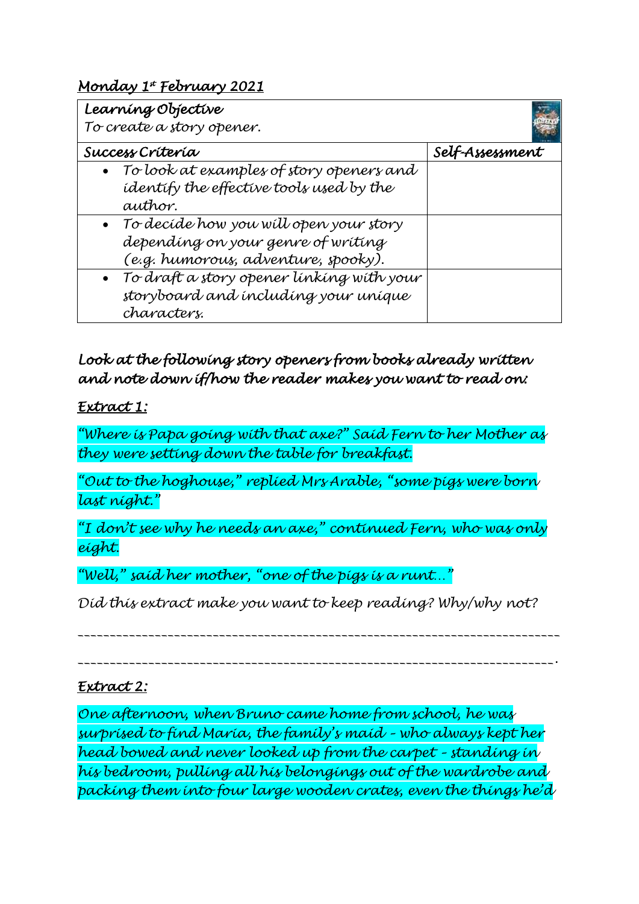<u>Monday 1st February 2021</u>

| **Learning Objective**<br>To create a story opener. | |
|---|---|
| **Success Criteria** | **Self-Assessment** |
| • To look at examples of story openers and identify the effective tools used by the author. | |
| • To decide how you will open your story depending on your genre of writing (e.g. humorous, adventure, spooky). | |
| • To draft a story opener linking with your storyboard and including your unique characters. | |

***Look at the following story openers from books already written and note down if/how the reader makes you want to read on:***

<u>Extract 1:</u>

"Where is Papa going with that axe?" Said Fern to her Mother as they were setting down the table for breakfast.

"Out to the hoghouse," replied Mrs Arable, "some pigs were born last night."

"I don't see why he needs an axe," continued Fern, who was only eight.

"Well," said her mother, "one of the pigs is a runt…"

Did this extract make you want to keep reading? Why/why not?

___________________________________________________________________________

__________________________________________________________________________.

<u>Extract 2:</u>

One afternoon, when Bruno came home from school, he was surprised to find Maria, the family's maid – who always kept her head bowed and never looked up from the carpet – standing in his bedroom, pulling all his belongings out of the wardrobe and packing them into four large wooden crates, even the things he'd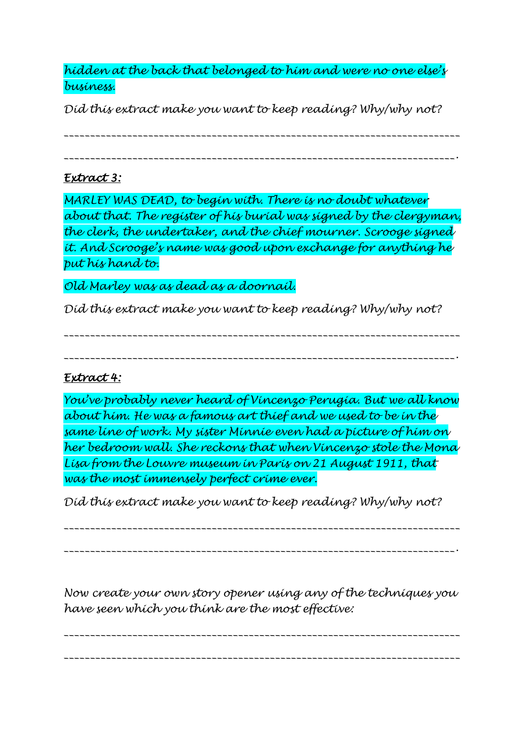hidden at the back that belonged to him and were no one else's business.

*Did this extract make you want to keep reading? Why/why not?*

\_\_\_\_\_\_\_\_\_\_\_\_\_\_\_\_\_\_\_\_\_\_\_\_\_\_\_\_\_\_\_\_\_\_\_\_\_\_\_\_\_\_\_\_\_\_\_\_\_\_\_\_\_\_\_\_\_\_\_\_\_\_\_\_\_\_\_\_\_\_

\_\_\_\_\_\_\_\_\_\_\_\_\_\_\_\_\_\_\_\_\_\_\_\_\_\_\_\_\_\_\_\_\_\_\_\_\_\_\_\_\_\_\_\_\_\_\_\_\_\_\_\_\_\_\_\_\_\_\_\_\_\_\_\_\_\_\_\_\_.

***Extract 3:***

MARLEY WAS DEAD, to begin with. There is no doubt whatever about that. The register of his burial was signed by the clergyman, the clerk, the undertaker, and the chief mourner. Scrooge signed it. And Scrooge's name was good upon exchange for anything he put his hand to.

Old Marley was as dead as a doornail.

*Did this extract make you want to keep reading? Why/why not?*

\_\_\_\_\_\_\_\_\_\_\_\_\_\_\_\_\_\_\_\_\_\_\_\_\_\_\_\_\_\_\_\_\_\_\_\_\_\_\_\_\_\_\_\_\_\_\_\_\_\_\_\_\_\_\_\_\_\_\_\_\_\_\_\_\_\_\_\_\_\_

\_\_\_\_\_\_\_\_\_\_\_\_\_\_\_\_\_\_\_\_\_\_\_\_\_\_\_\_\_\_\_\_\_\_\_\_\_\_\_\_\_\_\_\_\_\_\_\_\_\_\_\_\_\_\_\_\_\_\_\_\_\_\_\_\_\_\_\_\_.

***Extract 4:***

You've probably never heard of Vincenzo Perugia. But we all know about him. He was a famous art thief and we used to be in the same line of work. My sister Minnie even had a picture of him on her bedroom wall. She reckons that when Vincenzo stole the Mona Lisa from the Louvre museum in Paris on 21 August 1911, that was the most immensely perfect crime ever.

*Did this extract make you want to keep reading? Why/why not?*

\_\_\_\_\_\_\_\_\_\_\_\_\_\_\_\_\_\_\_\_\_\_\_\_\_\_\_\_\_\_\_\_\_\_\_\_\_\_\_\_\_\_\_\_\_\_\_\_\_\_\_\_\_\_\_\_\_\_\_\_\_\_\_\_\_\_\_\_\_\_

\_\_\_\_\_\_\_\_\_\_\_\_\_\_\_\_\_\_\_\_\_\_\_\_\_\_\_\_\_\_\_\_\_\_\_\_\_\_\_\_\_\_\_\_\_\_\_\_\_\_\_\_\_\_\_\_\_\_\_\_\_\_\_\_\_\_\_\_\_.

*Now create your own story opener using any of the techniques you have seen which you think are the most effective:*

\_\_\_\_\_\_\_\_\_\_\_\_\_\_\_\_\_\_\_\_\_\_\_\_\_\_\_\_\_\_\_\_\_\_\_\_\_\_\_\_\_\_\_\_\_\_\_\_\_\_\_\_\_\_\_\_\_\_\_\_\_\_\_\_\_\_\_\_\_\_

\_\_\_\_\_\_\_\_\_\_\_\_\_\_\_\_\_\_\_\_\_\_\_\_\_\_\_\_\_\_\_\_\_\_\_\_\_\_\_\_\_\_\_\_\_\_\_\_\_\_\_\_\_\_\_\_\_\_\_\_\_\_\_\_\_\_\_\_\_\_